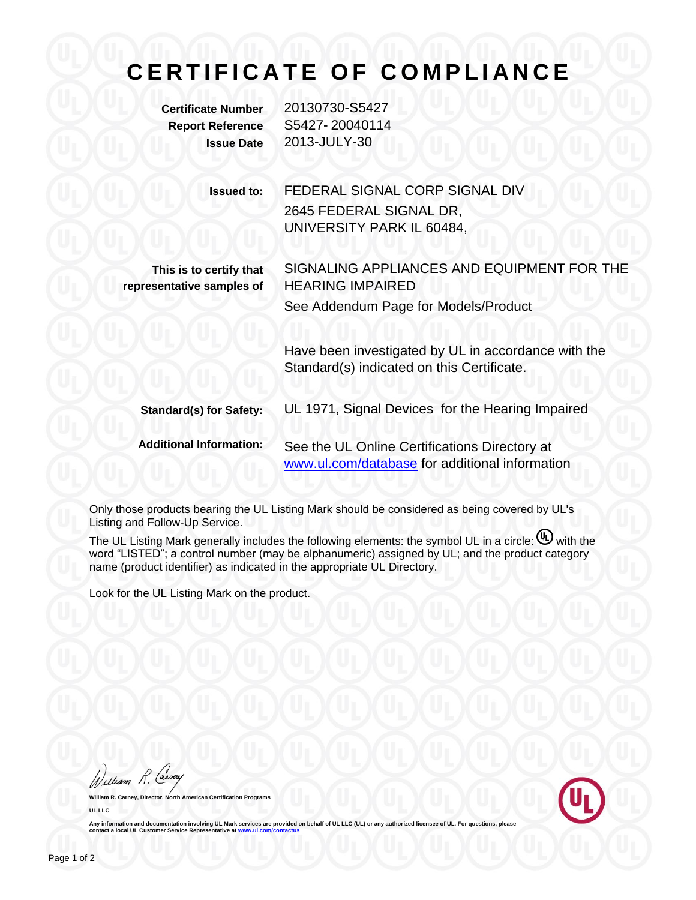# CERTIFICATE OF COMPLIANCE

**Certificate Number** 20130730-S5427
**Report Reference** S5427- 20040114
**Issue Date** 2013-JULY-30

**Issued to:** FEDERAL SIGNAL CORP SIGNAL DIV
2645 FEDERAL SIGNAL DR,
UNIVERSITY PARK IL 60484,

**This is to certify that representative samples of** SIGNALING APPLIANCES AND EQUIPMENT FOR THE HEARING IMPAIRED
See Addendum Page for Models/Product

Have been investigated by UL in accordance with the Standard(s) indicated on this Certificate.

**Standard(s) for Safety:** UL 1971, Signal Devices for the Hearing Impaired

**Additional Information:** See the UL Online Certifications Directory at www.ul.com/database for additional information

Only those products bearing the UL Listing Mark should be considered as being covered by UL's Listing and Follow-Up Service.

The UL Listing Mark generally includes the following elements: the symbol UL in a circle: (UL) with the word "LISTED"; a control number (may be alphanumeric) assigned by UL; and the product category name (product identifier) as indicated in the appropriate UL Directory.

Look for the UL Listing Mark on the product.

William R. Carney

**William R. Carney, Director, North American Certification Programs**

**UL LLC**

**Any information and documentation involving UL Mark services are provided on behalf of UL LLC (UL) or any authorized licensee of UL. For questions, please contact a local UL Customer Service Representative at www.ul.com/contactus**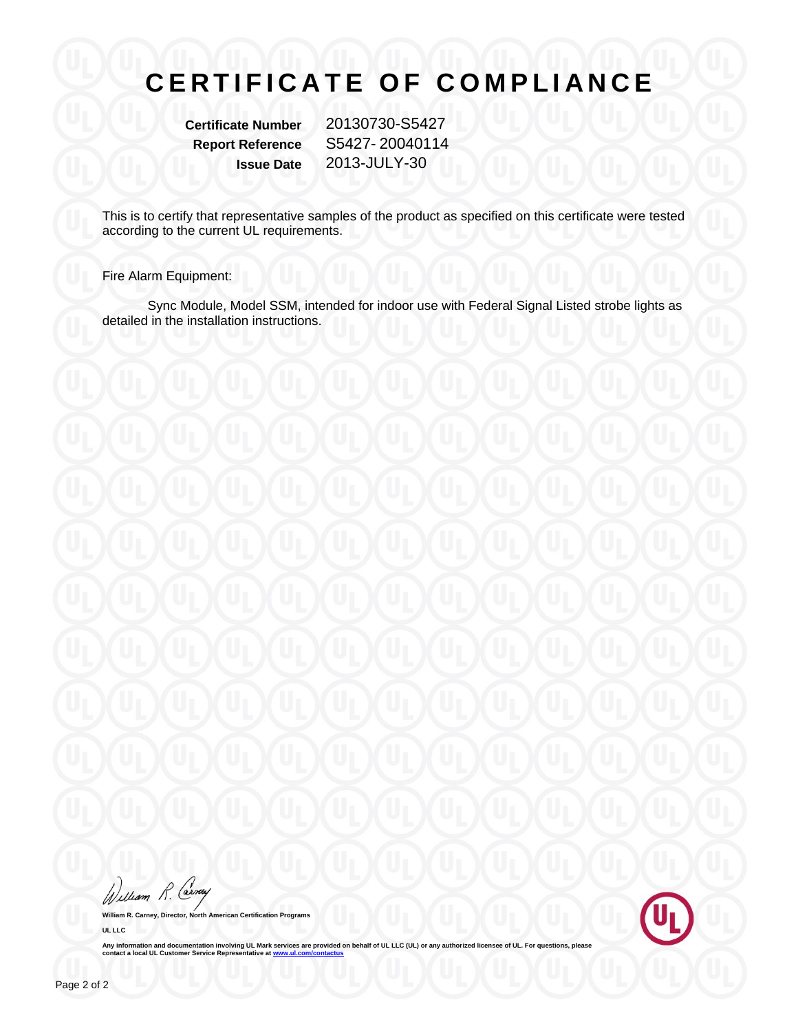# CERTIFICATE OF COMPLIANCE

| | |
|---|---|
| **Certificate Number** | 20130730-S5427 |
| **Report Reference** | S5427- 20040114 |
| **Issue Date** | 2013-JULY-30 |

This is to certify that representative samples of the product as specified on this certificate were tested according to the current UL requirements.

Fire Alarm Equipment:

Sync Module, Model SSM, intended for indoor use with Federal Signal Listed strobe lights as detailed in the installation instructions.

William R. Carney

**William R. Carney, Director, North American Certification Programs**

**UL LLC**

**Any information and documentation involving UL Mark services are provided on behalf of UL LLC (UL) or any authorized licensee of UL. For questions, please contact a local UL Customer Service Representative at www.ul.com/contactus**